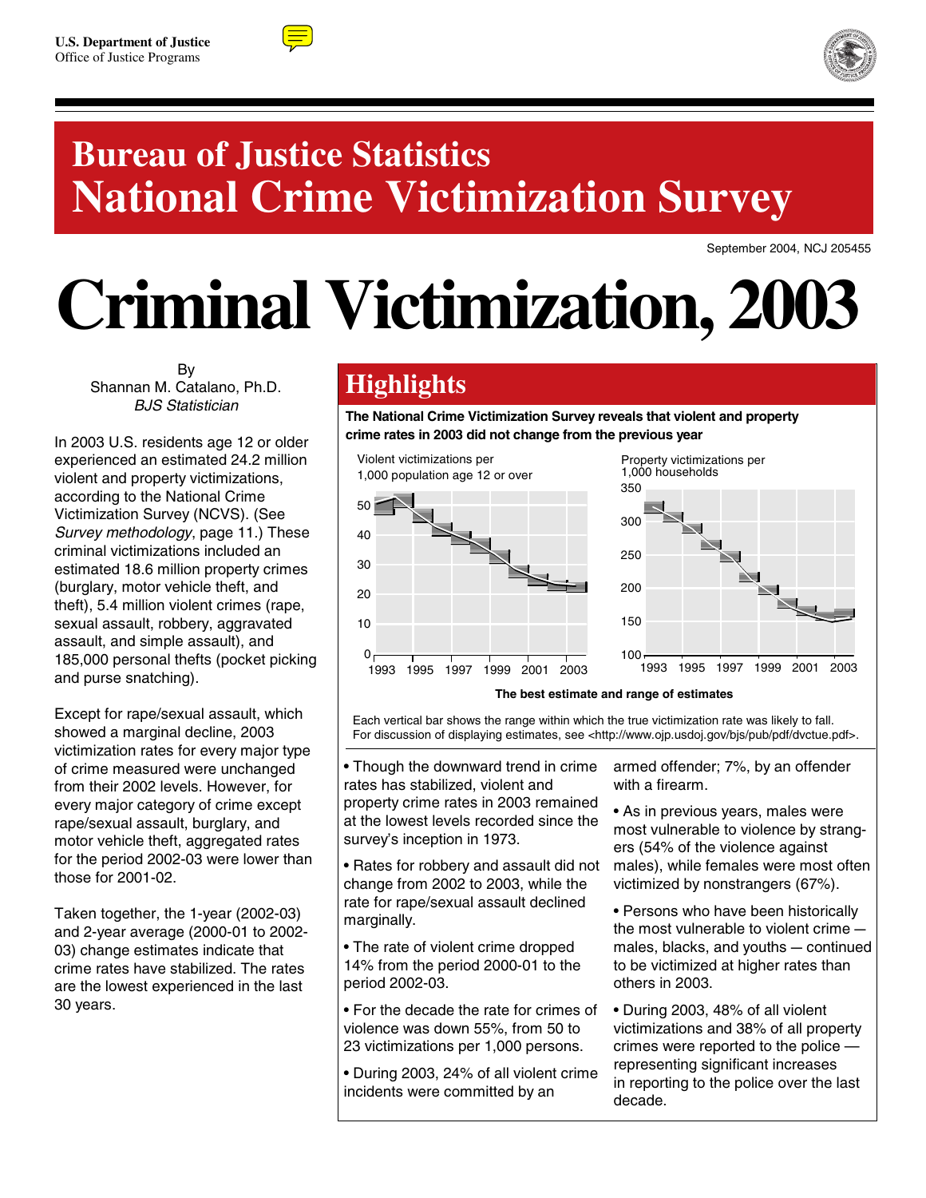U.S. Department of Justice
Office of Justice Programs

# Bureau of Justice Statistics
# National Crime Victimization Survey

September 2004, NCJ 205455

# Criminal Victimization, 2003

By
Shannan M. Catalano, Ph.D.
*BJS Statistician*

In 2003 U.S. residents age 12 or older experienced an estimated 24.2 million violent and property victimizations, according to the National Crime Victimization Survey (NCVS). (See *Survey methodology*, page 11.) These criminal victimizations included an estimated 18.6 million property crimes (burglary, motor vehicle theft, and theft), 5.4 million violent crimes (rape, sexual assault, robbery, aggravated assault, and simple assault), and 185,000 personal thefts (pocket picking and purse snatching).

Except for rape/sexual assault, which showed a marginal decline, 2003 victimization rates for every major type of crime measured were unchanged from their 2002 levels. However, for every major category of crime except rape/sexual assault, burglary, and motor vehicle theft, aggregated rates for the period 2002-03 were lower than those for 2001-02.

Taken together, the 1-year (2002-03) and 2-year average (2000-01 to 2002-03) change estimates indicate that crime rates have stabilized. The rates are the lowest experienced in the last 30 years.

## Highlights

**The National Crime Victimization Survey reveals that violent and property crime rates in 2003 did not change from the previous year**

Violent victimizations per 1,000 population age 12 or over

Property victimizations per 1,000 households

**The best estimate and range of estimates**

Each vertical bar shows the range within which the true victimization rate was likely to fall. For discussion of displaying estimates, see <http://www.ojp.usdoj.gov/bjs/pub/pdf/dvctue.pdf>.

- Though the downward trend in crime rates has stabilized, violent and property crime rates in 2003 remained at the lowest levels recorded since the survey's inception in 1973.
- Rates for robbery and assault did not change from 2002 to 2003, while the rate for rape/sexual assault declined marginally.
- The rate of violent crime dropped 14% from the period 2000-01 to the period 2002-03.
- For the decade the rate for crimes of violence was down 55%, from 50 to 23 victimizations per 1,000 persons.
- During 2003, 24% of all violent crime incidents were committed by an armed offender; 7%, by an offender with a firearm.
- As in previous years, males were most vulnerable to violence by strangers (54% of the violence against males), while females were most often victimized by nonstrangers (67%).
- Persons who have been historically the most vulnerable to violent crime — males, blacks, and youths — continued to be victimized at higher rates than others in 2003.
- During 2003, 48% of all violent victimizations and 38% of all property crimes were reported to the police — representing significant increases in reporting to the police over the last decade.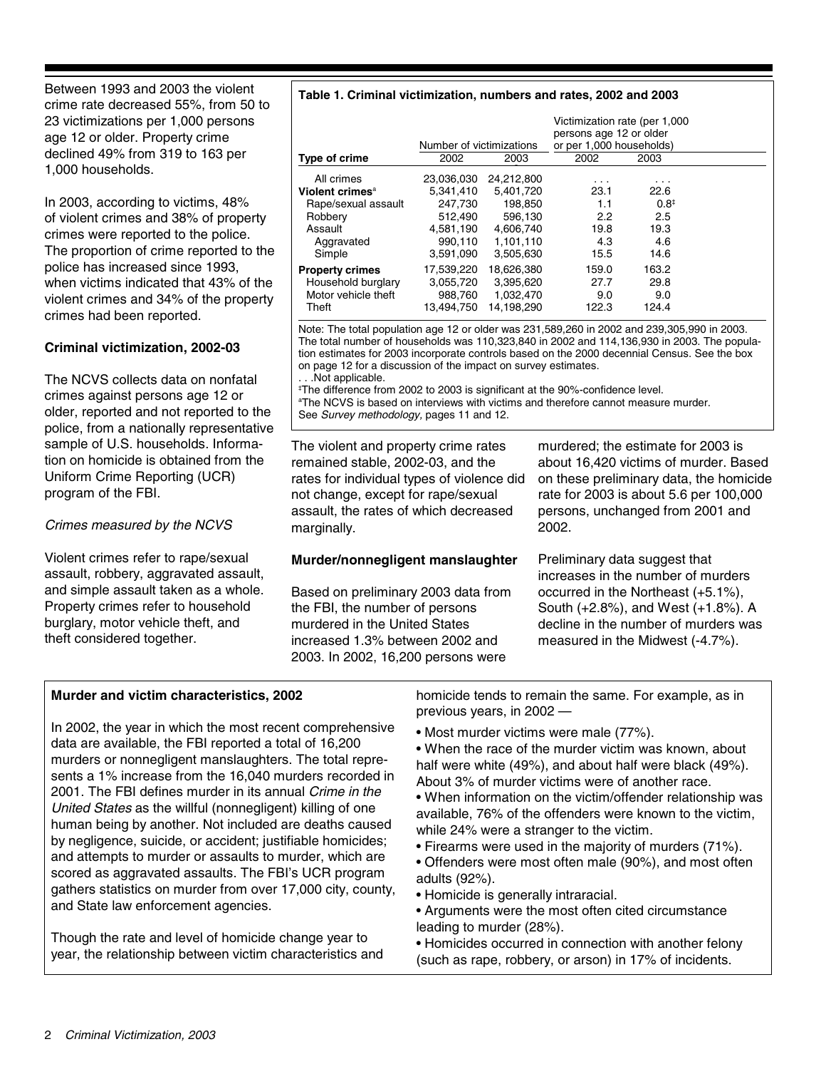Between 1993 and 2003 the violent crime rate decreased 55%, from 50 to 23 victimizations per 1,000 persons age 12 or older. Property crime declined 49% from 319 to 163 per 1,000 households.

In 2003, according to victims, 48% of violent crimes and 38% of property crimes were reported to the police. The proportion of crime reported to the police has increased since 1993, when victims indicated that 43% of the violent crimes and 34% of the property crimes had been reported.

### Criminal victimization, 2002-03

The NCVS collects data on nonfatal crimes against persons age 12 or older, reported and not reported to the police, from a nationally representative sample of U.S. households. Information on homicide is obtained from the Uniform Crime Reporting (UCR) program of the FBI.

*Crimes measured by the NCVS*

Violent crimes refer to rape/sexual assault, robbery, aggravated assault, and simple assault taken as a whole. Property crimes refer to household burglary, motor vehicle theft, and theft considered together.

**Table 1. Criminal victimization, numbers and rates, 2002 and 2003**

| Type of crime | Number of victimizations | | Victimization rate (per 1,000 persons age 12 or older or per 1,000 households) | |
|---|---|---|---|---|
| | 2002 | 2003 | 2002 | 2003 |
| All crimes | 23,036,030 | 24,212,800 | . . . | . . . |
| **Violent crimes**[a] | 5,341,410 | 5,401,720 | 23.1 | 22.6 |
| Rape/sexual assault | 247,730 | 198,850 | 1.1 | 0.8‡ |
| Robbery | 512,490 | 596,130 | 2.2 | 2.5 |
| Assault | 4,581,190 | 4,606,740 | 19.8 | 19.3 |
| Aggravated | 990,110 | 1,101,110 | 4.3 | 4.6 |
| Simple | 3,591,090 | 3,505,630 | 15.5 | 14.6 |
| **Property crimes** | 17,539,220 | 18,626,380 | 159.0 | 163.2 |
| Household burglary | 3,055,720 | 3,395,620 | 27.7 | 29.8 |
| Motor vehicle theft | 988,760 | 1,032,470 | 9.0 | 9.0 |
| Theft | 13,494,750 | 14,198,290 | 122.3 | 124.4 |

Note: The total population age 12 or older was 231,589,260 in 2002 and 239,305,990 in 2003. The total number of households was 110,323,840 in 2002 and 114,136,930 in 2003. The population estimates for 2003 incorporate controls based on the 2000 decennial Census. See the box on page 12 for a discussion of the impact on survey estimates.
. . .Not applicable.
‡The difference from 2002 to 2003 is significant at the 90%-confidence level.
[a]The NCVS is based on interviews with victims and therefore cannot measure murder.
See *Survey methodology,* pages 11 and 12.

The violent and property crime rates remained stable, 2002-03, and the rates for individual types of violence did not change, except for rape/sexual assault, the rates of which decreased marginally.

### Murder/nonnegligent manslaughter

Based on preliminary 2003 data from the FBI, the number of persons murdered in the United States increased 1.3% between 2002 and 2003. In 2002, 16,200 persons were murdered; the estimate for 2003 is about 16,420 victims of murder. Based on these preliminary data, the homicide rate for 2003 is about 5.6 per 100,000 persons, unchanged from 2001 and 2002.

Preliminary data suggest that increases in the number of murders occurred in the Northeast (+5.1%), South (+2.8%), and West (+1.8%). A decline in the number of murders was measured in the Midwest (-4.7%).

### Murder and victim characteristics, 2002

In 2002, the year in which the most recent comprehensive data are available, the FBI reported a total of 16,200 murders or nonnegligent manslaughters. The total represents a 1% increase from the 16,040 murders recorded in 2001. The FBI defines murder in its annual *Crime in the United States* as the willful (nonnegligent) killing of one human being by another. Not included are deaths caused by negligence, suicide, or accident; justifiable homicides; and attempts to murder or assaults to murder, which are scored as aggravated assaults. The FBI's UCR program gathers statistics on murder from over 17,000 city, county, and State law enforcement agencies.

Though the rate and level of homicide change year to year, the relationship between victim characteristics and homicide tends to remain the same. For example, as in previous years, in 2002 —

- Most murder victims were male (77%).
- When the race of the murder victim was known, about half were white (49%), and about half were black (49%). About 3% of murder victims were of another race.
- When information on the victim/offender relationship was available, 76% of the offenders were known to the victim, while 24% were a stranger to the victim.
- Firearms were used in the majority of murders (71%).
- Offenders were most often male (90%), and most often adults (92%).
- Homicide is generally intraracial.
- Arguments were the most often cited circumstance leading to murder (28%).
- Homicides occurred in connection with another felony (such as rape, robbery, or arson) in 17% of incidents.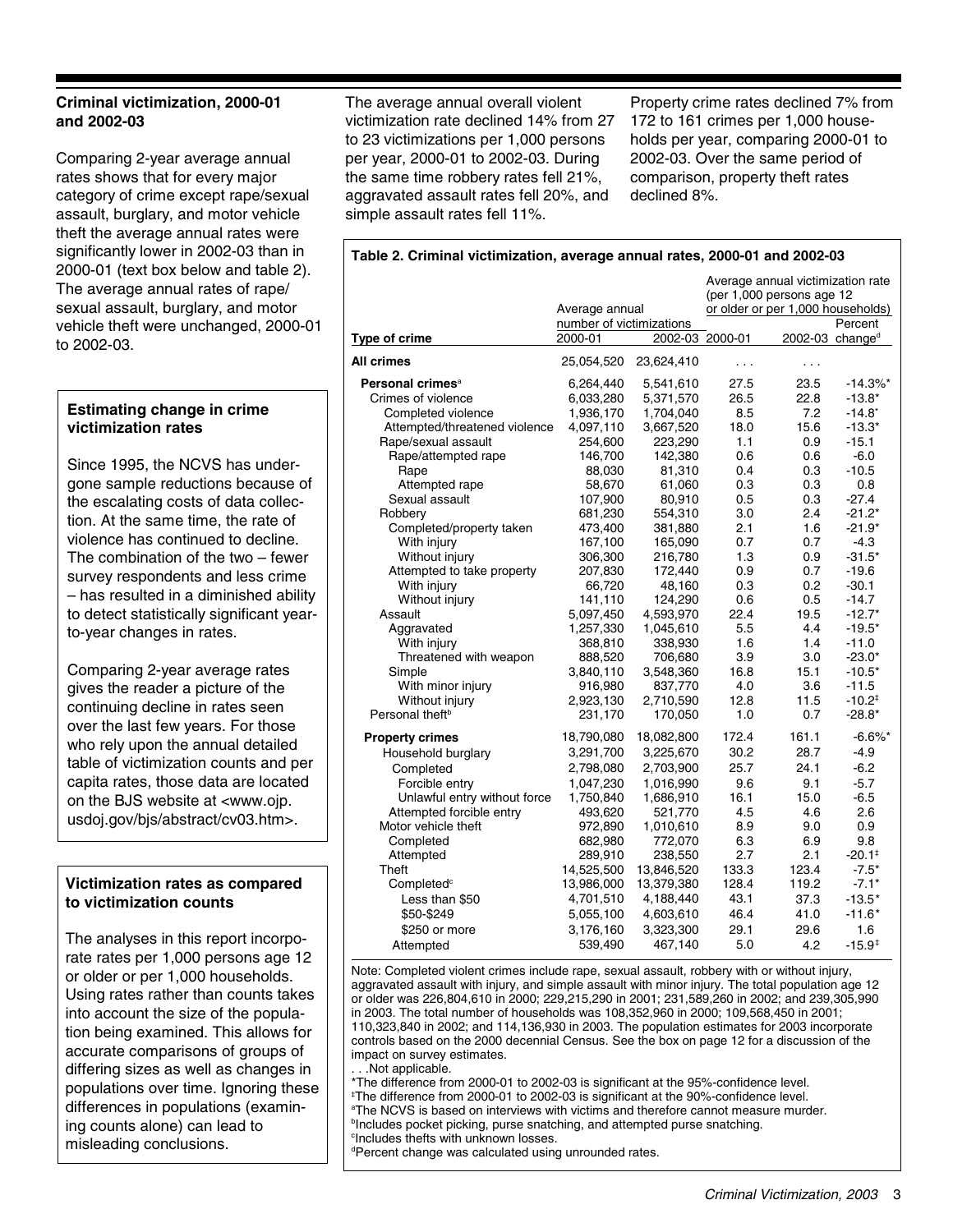### Criminal victimization, 2000-01 and 2002-03

Comparing 2-year average annual rates shows that for every major category of crime except rape/sexual assault, burglary, and motor vehicle theft the average annual rates were significantly lower in 2002-03 than in 2000-01 (text box below and table 2). The average annual rates of rape/sexual assault, burglary, and motor vehicle theft were unchanged, 2000-01 to 2002-03.

The average annual overall violent victimization rate declined 14% from 27 to 23 victimizations per 1,000 persons per year, 2000-01 to 2002-03. During the same time robbery rates fell 21%, aggravated assault rates fell 20%, and simple assault rates fell 11%.

Property crime rates declined 7% from 172 to 161 crimes per 1,000 households per year, comparing 2000-01 to 2002-03. Over the same period of comparison, property theft rates declined 8%.

#### Estimating change in crime victimization rates

Since 1995, the NCVS has undergone sample reductions because of the escalating costs of data collection. At the same time, the rate of violence has continued to decline. The combination of the two – fewer survey respondents and less crime – has resulted in a diminished ability to detect statistically significant year-to-year changes in rates.

Comparing 2-year average rates gives the reader a picture of the continuing decline in rates seen over the last few years. For those who rely upon the annual detailed table of victimization counts and per capita rates, those data are located on the BJS website at <www.ojp.usdoj.gov/bjs/abstract/cv03.htm>.

#### Victimization rates as compared to victimization counts

The analyses in this report incorporate rates per 1,000 persons age 12 or older or per 1,000 households. Using rates rather than counts takes into account the size of the population being examined. This allows for accurate comparisons of groups of differing sizes as well as changes in populations over time. Ignoring these differences in populations (examining counts alone) can lead to misleading conclusions.

**Table 2. Criminal victimization, average annual rates, 2000-01 and 2002-03**

| | Average annual number of victimizations | | Average annual victimization rate (per 1,000 persons age 12 or older or per 1,000 households) | | |
|---|---|---|---|---|---|
| Type of crime | 2000-01 | 2002-03 | 2000-01 | 2002-03 | Percent change[d] |
| **All crimes** | 25,054,520 | 23,624,410 | . . . | . . . | |
| **Personal crimes**[a] | 6,264,440 | 5,541,610 | 27.5 | 23.5 | -14.3%* |
| Crimes of violence | 6,033,280 | 5,371,570 | 26.5 | 22.8 | -13.8* |
| Completed violence | 1,936,170 | 1,704,040 | 8.5 | 7.2 | -14.8* |
| Attempted/threatened violence | 4,097,110 | 3,667,520 | 18.0 | 15.6 | -13.3* |
| Rape/sexual assault | 254,600 | 223,290 | 1.1 | 0.9 | -15.1 |
| Rape/attempted rape | 146,700 | 142,380 | 0.6 | 0.6 | -6.0 |
| Rape | 88,030 | 81,310 | 0.4 | 0.3 | -10.5 |
| Attempted rape | 58,670 | 61,060 | 0.3 | 0.3 | 0.8 |
| Sexual assault | 107,900 | 80,910 | 0.5 | 0.3 | -27.4 |
| Robbery | 681,230 | 554,310 | 3.0 | 2.4 | -21.2* |
| Completed/property taken | 473,400 | 381,880 | 2.1 | 1.6 | -21.9* |
| With injury | 167,100 | 165,090 | 0.7 | 0.7 | -4.3 |
| Without injury | 306,300 | 216,780 | 1.3 | 0.9 | -31.5* |
| Attempted to take property | 207,830 | 172,440 | 0.9 | 0.7 | -19.6 |
| With injury | 66,720 | 48,160 | 0.3 | 0.2 | -30.1 |
| Without injury | 141,110 | 124,290 | 0.6 | 0.5 | -14.7 |
| Assault | 5,097,450 | 4,593,970 | 22.4 | 19.5 | -12.7* |
| Aggravated | 1,257,330 | 1,045,610 | 5.5 | 4.4 | -19.5* |
| With injury | 368,810 | 338,930 | 1.6 | 1.4 | -11.0 |
| Threatened with weapon | 888,520 | 706,680 | 3.9 | 3.0 | -23.0* |
| Simple | 3,840,110 | 3,548,360 | 16.8 | 15.1 | -10.5* |
| With minor injury | 916,980 | 837,770 | 4.0 | 3.6 | -11.5 |
| Without injury | 2,923,130 | 2,710,590 | 12.8 | 11.5 | -10.2‡ |
| Personal theft[b] | 231,170 | 170,050 | 1.0 | 0.7 | -28.8* |
| **Property crimes** | 18,790,080 | 18,082,800 | 172.4 | 161.1 | -6.6%* |
| Household burglary | 3,291,700 | 3,225,670 | 30.2 | 28.7 | -4.9 |
| Completed | 2,798,080 | 2,703,900 | 25.7 | 24.1 | -6.2 |
| Forcible entry | 1,047,230 | 1,016,990 | 9.6 | 9.1 | -5.7 |
| Unlawful entry without force | 1,750,840 | 1,686,910 | 16.1 | 15.0 | -6.5 |
| Attempted forcible entry | 493,620 | 521,770 | 4.5 | 4.6 | 2.6 |
| Motor vehicle theft | 972,890 | 1,010,610 | 8.9 | 9.0 | 0.9 |
| Completed | 682,980 | 772,070 | 6.3 | 6.9 | 9.8 |
| Attempted | 289,910 | 238,550 | 2.7 | 2.1 | -20.1‡ |
| Theft | 14,525,500 | 13,846,520 | 133.3 | 123.4 | -7.5* |
| Completed[c] | 13,986,000 | 13,379,380 | 128.4 | 119.2 | -7.1* |
| Less than $50 | 4,701,510 | 4,188,440 | 43.1 | 37.3 | -13.5* |
| $50-$249 | 5,055,100 | 4,603,610 | 46.4 | 41.0 | -11.6* |
| $250 or more | 3,176,160 | 3,323,300 | 29.1 | 29.6 | 1.6 |
| Attempted | 539,490 | 467,140 | 5.0 | 4.2 | -15.9‡ |

Note: Completed violent crimes include rape, sexual assault, robbery with or without injury, aggravated assault with injury, and simple assault with minor injury. The total population age 12 or older was 226,804,610 in 2000; 229,215,290 in 2001; 231,589,260 in 2002; and 239,305,990 in 2003. The total number of households was 108,352,960 in 2000; 109,568,450 in 2001; 110,323,840 in 2002; and 114,136,930 in 2003. The population estimates for 2003 incorporate controls based on the 2000 decennial Census. See the box on page 12 for a discussion of the impact on survey estimates.

. . .Not applicable.

*The difference from 2000-01 to 2002-03 is significant at the 95%-confidence level.

‡The difference from 2000-01 to 2002-03 is significant at the 90%-confidence level.

[a]The NCVS is based on interviews with victims and therefore cannot measure murder.

[b]Includes pocket picking, purse snatching, and attempted purse snatching.

[c]Includes thefts with unknown losses.

[d]Percent change was calculated using unrounded rates.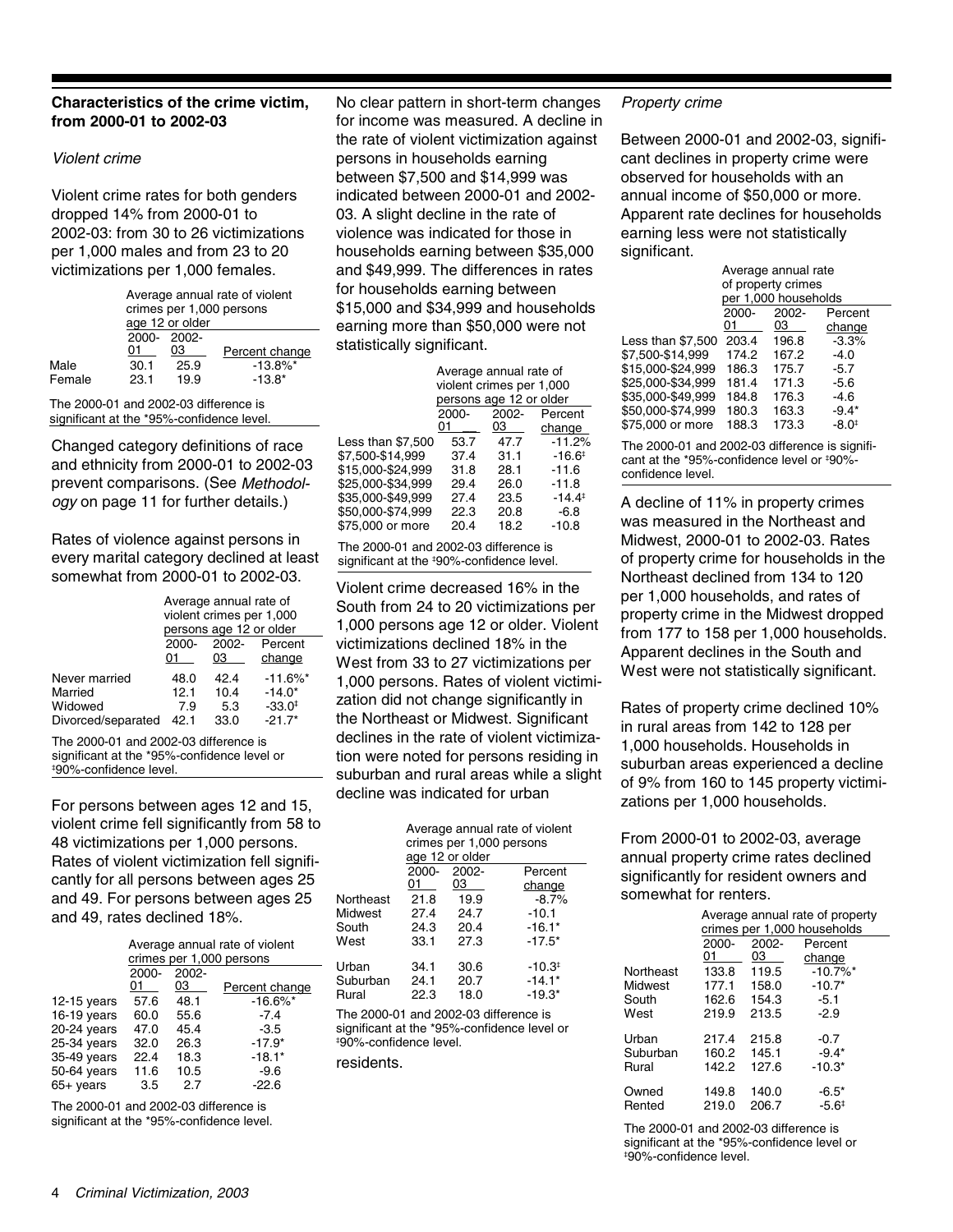### Characteristics of the crime victim, from 2000-01 to 2002-03

*Violent crime*

Violent crime rates for both genders dropped 14% from 2000-01 to 2002-03: from 30 to 26 victimizations per 1,000 males and from 23 to 20 victimizations per 1,000 females.

| | Average annual rate of violent crimes per 1,000 persons age 12 or older | | |
|---|---|---|---|
| | 2000-01 | 2002-03 | Percent change |
| Male | 30.1 | 25.9 | -13.8%* |
| Female | 23.1 | 19.9 | -13.8* |

The 2000-01 and 2002-03 difference is significant at the *95%-confidence level.

Changed category definitions of race and ethnicity from 2000-01 to 2002-03 prevent comparisons. (See *Methodology* on page 11 for further details.)

Rates of violence against persons in every marital category declined at least somewhat from 2000-01 to 2002-03.

| | Average annual rate of violent crimes per 1,000 persons age 12 or older | | |
|---|---|---|---|
| | 2000-01 | 2002-03 | Percent change |
| Never married | 48.0 | 42.4 | -11.6%* |
| Married | 12.1 | 10.4 | -14.0* |
| Widowed | 7.9 | 5.3 | -33.0‡ |
| Divorced/separated | 42.1 | 33.0 | -21.7* |

The 2000-01 and 2002-03 difference is significant at the *95%-confidence level or ‡90%-confidence level.

For persons between ages 12 and 15, violent crime fell significantly from 58 to 48 victimizations per 1,000 persons. Rates of violent victimization fell significantly for all persons between ages 25 and 49. For persons between ages 25 and 49, rates declined 18%.

| | Average annual rate of violent crimes per 1,000 persons | | |
|---|---|---|---|
| | 2000-01 | 2002-03 | Percent change |
| 12-15 years | 57.6 | 48.1 | -16.6%* |
| 16-19 years | 60.0 | 55.6 | -7.4 |
| 20-24 years | 47.0 | 45.4 | -3.5 |
| 25-34 years | 32.0 | 26.3 | -17.9* |
| 35-49 years | 22.4 | 18.3 | -18.1* |
| 50-64 years | 11.6 | 10.5 | -9.6 |
| 65+ years | 3.5 | 2.7 | -22.6 |

The 2000-01 and 2002-03 difference is significant at the *95%-confidence level.

No clear pattern in short-term changes for income was measured. A decline in the rate of violent victimization against persons in households earning between $7,500 and $14,999 was indicated between 2000-01 and 2002-03. A slight decline in the rate of violence was indicated for those in households earning between $35,000 and $49,999. The differences in rates for households earning between $15,000 and $34,999 and households earning more than $50,000 were not statistically significant.

| | Average annual rate of violent crimes per 1,000 persons age 12 or older | | |
|---|---|---|---|
| | 2000-01 | 2002-03 | Percent change |
| Less than $7,500 | 53.7 | 47.7 | -11.2% |
| $7,500-$14,999 | 37.4 | 31.1 | -16.6‡ |
| $15,000-$24,999 | 31.8 | 28.1 | -11.6 |
| $25,000-$34,999 | 29.4 | 26.0 | -11.8 |
| $35,000-$49,999 | 27.4 | 23.5 | -14.4‡ |
| $50,000-$74,999 | 22.3 | 20.8 | -6.8 |
| $75,000 or more | 20.4 | 18.2 | -10.8 |

The 2000-01 and 2002-03 difference is significant at the ‡90%-confidence level.

Violent crime decreased 16% in the South from 24 to 20 victimizations per 1,000 persons age 12 or older. Violent victimizations declined 18% in the West from 33 to 27 victimizations per 1,000 persons. Rates of violent victimization did not change significantly in the Northeast or Midwest. Significant declines in the rate of violent victimization were noted for persons residing in suburban and rural areas while a slight decline was indicated for urban residents.

| | Average annual rate of violent crimes per 1,000 persons age 12 or older | | |
|---|---|---|---|
| | 2000-01 | 2002-03 | Percent change |
| Northeast | 21.8 | 19.9 | -8.7% |
| Midwest | 27.4 | 24.7 | -10.1 |
| South | 24.3 | 20.4 | -16.1* |
| West | 33.1 | 27.3 | -17.5* |
| Urban | 34.1 | 30.6 | -10.3‡ |
| Suburban | 24.1 | 20.7 | -14.1* |
| Rural | 22.3 | 18.0 | -19.3* |

The 2000-01 and 2002-03 difference is significant at the *95%-confidence level or ‡90%-confidence level.

*Property crime*

Between 2000-01 and 2002-03, significant declines in property crime were observed for households with an annual income of $50,000 or more. Apparent rate declines for households earning less were not statistically significant.

| | Average annual rate of property crimes per 1,000 households | | |
|---|---|---|---|
| | 2000-01 | 2002-03 | Percent change |
| Less than $7,500 | 203.4 | 196.8 | -3.3% |
| $7,500-$14,999 | 174.2 | 167.2 | -4.0 |
| $15,000-$24,999 | 186.3 | 175.7 | -5.7 |
| $25,000-$34,999 | 181.4 | 171.3 | -5.6 |
| $35,000-$49,999 | 184.8 | 176.3 | -4.6 |
| $50,000-$74,999 | 180.3 | 163.3 | -9.4* |
| $75,000 or more | 188.3 | 173.3 | -8.0‡ |

The 2000-01 and 2002-03 difference is significant at the *95%-confidence level or ‡90%-confidence level.

A decline of 11% in property crimes was measured in the Northeast and Midwest, 2000-01 to 2002-03. Rates of property crime for households in the Northeast declined from 134 to 120 per 1,000 households, and rates of property crime in the Midwest dropped from 177 to 158 per 1,000 households. Apparent declines in the South and West were not statistically significant.

Rates of property crime declined 10% in rural areas from 142 to 128 per 1,000 households. Households in suburban areas experienced a decline of 9% from 160 to 145 property victimizations per 1,000 households.

From 2000-01 to 2002-03, average annual property crime rates declined significantly for resident owners and somewhat for renters.

| | Average annual rate of property crimes per 1,000 households | | |
|---|---|---|---|
| | 2000-01 | 2002-03 | Percent change |
| Northeast | 133.8 | 119.5 | -10.7%* |
| Midwest | 177.1 | 158.0 | -10.7* |
| South | 162.6 | 154.3 | -5.1 |
| West | 219.9 | 213.5 | -2.9 |
| Urban | 217.4 | 215.8 | -0.7 |
| Suburban | 160.2 | 145.1 | -9.4* |
| Rural | 142.2 | 127.6 | -10.3* |
| Owned | 149.8 | 140.0 | -6.5* |
| Rented | 219.0 | 206.7 | -5.6‡ |

The 2000-01 and 2002-03 difference is significant at the *95%-confidence level or ‡90%-confidence level.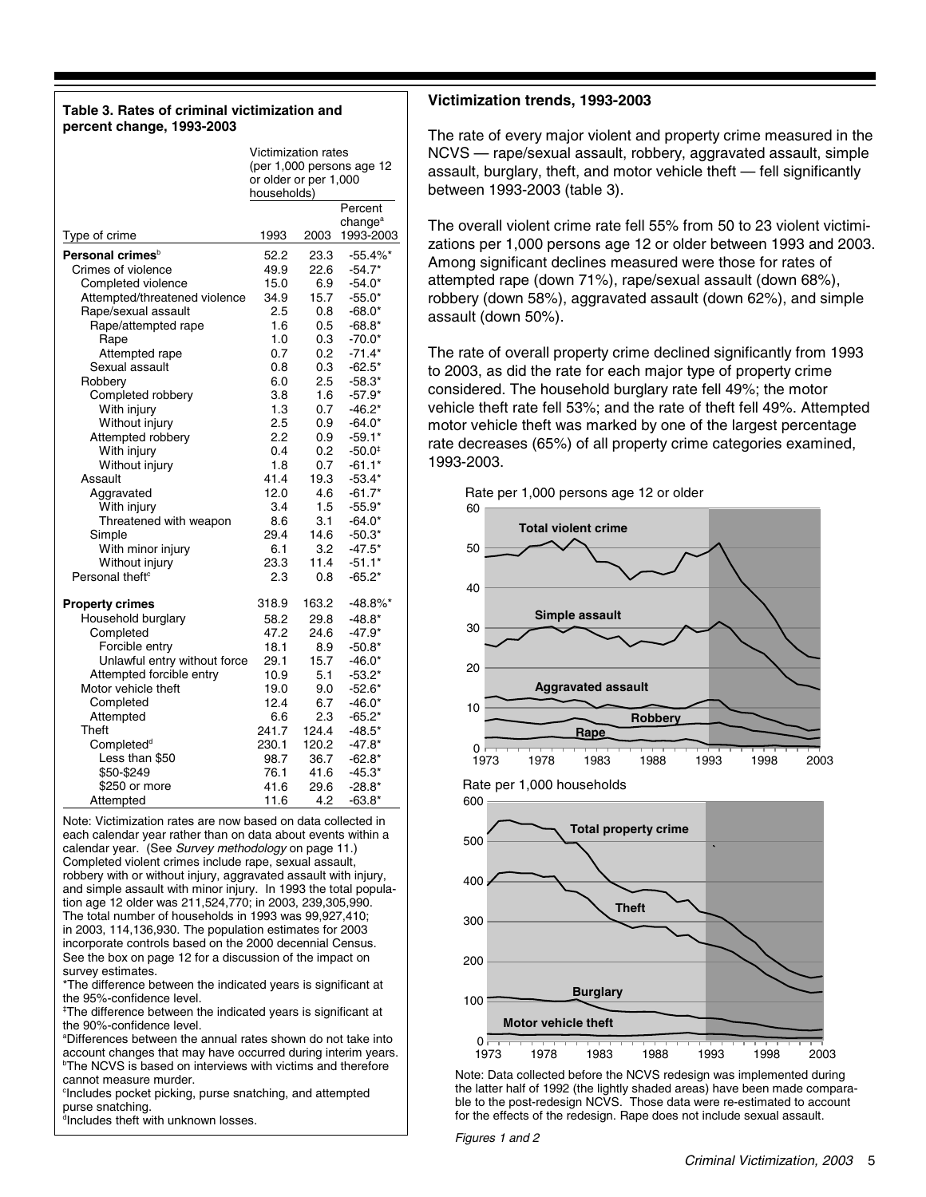**Table 3. Rates of criminal victimization and percent change, 1993-2003**

| Type of crime | Victimization rates (per 1,000 persons age 12 or older or per 1,000 households) 1993 | 2003 | Percent change[a] 1993-2003 |
|---|---|---|---|
| **Personal crimes**[b] | 52.2 | 23.3 | -55.4%* |
| Crimes of violence | 49.9 | 22.6 | -54.7* |
| Completed violence | 15.0 | 6.9 | -54.0* |
| Attempted/threatened violence | 34.9 | 15.7 | -55.0* |
| Rape/sexual assault | 2.5 | 0.8 | -68.0* |
| Rape/attempted rape | 1.6 | 0.5 | -68.8* |
| Rape | 1.0 | 0.3 | -70.0* |
| Attempted rape | 0.7 | 0.2 | -71.4* |
| Sexual assault | 0.8 | 0.3 | -62.5* |
| Robbery | 6.0 | 2.5 | -58.3* |
| Completed robbery | 3.8 | 1.6 | -57.9* |
| With injury | 1.3 | 0.7 | -46.2* |
| Without injury | 2.5 | 0.9 | -64.0* |
| Attempted robbery | 2.2 | 0.9 | -59.1* |
| With injury | 0.4 | 0.2 | -50.0‡ |
| Without injury | 1.8 | 0.7 | -61.1* |
| Assault | 41.4 | 19.3 | -53.4* |
| Aggravated | 12.0 | 4.6 | -61.7* |
| With injury | 3.4 | 1.5 | -55.9* |
| Threatened with weapon | 8.6 | 3.1 | -64.0* |
| Simple | 29.4 | 14.6 | -50.3* |
| With minor injury | 6.1 | 3.2 | -47.5* |
| Without injury | 23.3 | 11.4 | -51.1* |
| Personal theft[c] | 2.3 | 0.8 | -65.2* |
| **Property crimes** | 318.9 | 163.2 | -48.8%* |
| Household burglary | 58.2 | 29.8 | -48.8* |
| Completed | 47.2 | 24.6 | -47.9* |
| Forcible entry | 18.1 | 8.9 | -50.8* |
| Unlawful entry without force | 29.1 | 15.7 | -46.0* |
| Attempted forcible entry | 10.9 | 5.1 | -53.2* |
| Motor vehicle theft | 19.0 | 9.0 | -52.6* |
| Completed | 12.4 | 6.7 | -46.0* |
| Attempted | 6.6 | 2.3 | -65.2* |
| Theft | 241.7 | 124.4 | -48.5* |
| Completed[d] | 230.1 | 120.2 | -47.8* |
| Less than $50 | 98.7 | 36.7 | -62.8* |
| $50-$249 | 76.1 | 41.6 | -45.3* |
| $250 or more | 41.6 | 29.6 | -28.8* |
| Attempted | 11.6 | 4.2 | -63.8* |

Note: Victimization rates are now based on data collected in each calendar year rather than on data about events within a calendar year. (See *Survey methodology* on page 11.) Completed violent crimes include rape, sexual assault, robbery with or without injury, aggravated assault with injury, and simple assault with minor injury. In 1993 the total population age 12 older was 211,524,770; in 2003, 239,305,990. The total number of households in 1993 was 99,927,410; in 2003, 114,136,930. The population estimates for 2003 incorporate controls based on the 2000 decennial Census. See the box on page 12 for a discussion of the impact on survey estimates.

*The difference between the indicated years is significant at the 95%-confidence level.

‡The difference between the indicated years is significant at the 90%-confidence level.

[a]Differences between the annual rates shown do not take into account changes that may have occurred during interim years.

[b]The NCVS is based on interviews with victims and therefore cannot measure murder.

[c]Includes pocket picking, purse snatching, and attempted purse snatching.

[d]Includes theft with unknown losses.

### Victimization trends, 1993-2003

The rate of every major violent and property crime measured in the NCVS — rape/sexual assault, robbery, aggravated assault, simple assault, burglary, theft, and motor vehicle theft — fell significantly between 1993-2003 (table 3).

The overall violent crime rate fell 55% from 50 to 23 violent victimizations per 1,000 persons age 12 or older between 1993 and 2003. Among significant declines measured were those for rates of attempted rape (down 71%), rape/sexual assault (down 68%), robbery (down 58%), aggravated assault (down 62%), and simple assault (down 50%).

The rate of overall property crime declined significantly from 1993 to 2003, as did the rate for each major type of property crime considered. The household burglary rate fell 49%; the motor vehicle theft rate fell 53%; and the rate of theft fell 49%. Attempted motor vehicle theft was marked by one of the largest percentage rate decreases (65%) of all property crime categories examined, 1993-2003.

Note: Data collected before the NCVS redesign was implemented during the latter half of 1992 (the lightly shaded areas) have been made comparable to the post-redesign NCVS. Those data were re-estimated to account for the effects of the redesign. Rape does not include sexual assault.

*Figures 1 and 2*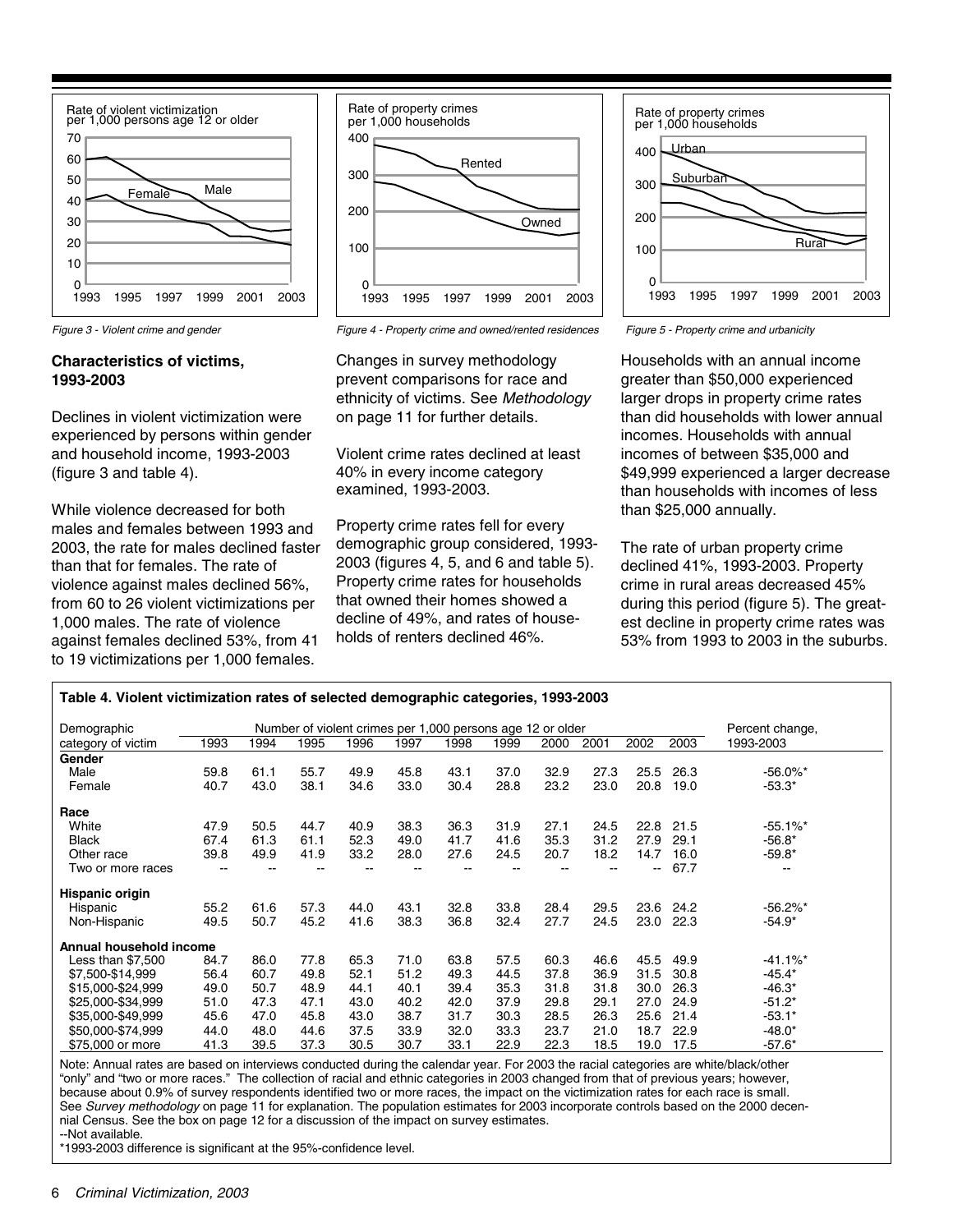Figure 3 - Violent crime and gender

Figure 4 - Property crime and owned/rented residences

Figure 5 - Property crime and urbanicity

### Characteristics of victims, 1993-2003

Declines in violent victimization were experienced by persons within gender and household income, 1993-2003 (figure 3 and table 4).

While violence decreased for both males and females between 1993 and 2003, the rate for males declined faster than that for females. The rate of violence against males declined 56%, from 60 to 26 violent victimizations per 1,000 males. The rate of violence against females declined 53%, from 41 to 19 victimizations per 1,000 females.

Changes in survey methodology prevent comparisons for race and ethnicity of victims. See *Methodology* on page 11 for further details.

Violent crime rates declined at least 40% in every income category examined, 1993-2003.

Property crime rates fell for every demographic group considered, 1993-2003 (figures 4, 5, and 6 and table 5). Property crime rates for households that owned their homes showed a decline of 49%, and rates of households of renters declined 46%.

Households with an annual income greater than $50,000 experienced larger drops in property crime rates than did households with lower annual incomes. Households with annual incomes of between $35,000 and $49,999 experienced a larger decrease than households with incomes of less than $25,000 annually.

The rate of urban property crime declined 41%, 1993-2003. Property crime in rural areas decreased 45% during this period (figure 5). The greatest decline in property crime rates was 53% from 1993 to 2003 in the suburbs.

**Table 4. Violent victimization rates of selected demographic categories, 1993-2003**

| Demographic category of victim | Number of violent crimes per 1,000 persons age 12 or older | | | | | | | | | | | Percent change, 1993-2003 |
|---|---|---|---|---|---|---|---|---|---|---|---|---|
| | 1993 | 1994 | 1995 | 1996 | 1997 | 1998 | 1999 | 2000 | 2001 | 2002 | 2003 | |
| **Gender** | | | | | | | | | | | | |
| Male | 59.8 | 61.1 | 55.7 | 49.9 | 45.8 | 43.1 | 37.0 | 32.9 | 27.3 | 25.5 | 26.3 | -56.0%* |
| Female | 40.7 | 43.0 | 38.1 | 34.6 | 33.0 | 30.4 | 28.8 | 23.2 | 23.0 | 20.8 | 19.0 | -53.3* |
| **Race** | | | | | | | | | | | | |
| White | 47.9 | 50.5 | 44.7 | 40.9 | 38.3 | 36.3 | 31.9 | 27.1 | 24.5 | 22.8 | 21.5 | -55.1%* |
| Black | 67.4 | 61.3 | 61.1 | 52.3 | 49.0 | 41.7 | 41.6 | 35.3 | 31.2 | 27.9 | 29.1 | -56.8* |
| Other race | 39.8 | 49.9 | 41.9 | 33.2 | 28.0 | 27.6 | 24.5 | 20.7 | 18.2 | 14.7 | 16.0 | -59.8* |
| Two or more races | -- | -- | -- | -- | -- | -- | -- | -- | -- | -- | 67.7 | -- |
| **Hispanic origin** | | | | | | | | | | | | |
| Hispanic | 55.2 | 61.6 | 57.3 | 44.0 | 43.1 | 32.8 | 33.8 | 28.4 | 29.5 | 23.6 | 24.2 | -56.2%* |
| Non-Hispanic | 49.5 | 50.7 | 45.2 | 41.6 | 38.3 | 36.8 | 32.4 | 27.7 | 24.5 | 23.0 | 22.3 | -54.9* |
| **Annual household income** | | | | | | | | | | | | |
| Less than $7,500 | 84.7 | 86.0 | 77.8 | 65.3 | 71.0 | 63.8 | 57.5 | 60.3 | 46.6 | 45.5 | 49.9 | -41.1%* |
| $7,500-$14,999 | 56.4 | 60.7 | 49.8 | 52.1 | 51.2 | 49.3 | 44.5 | 37.8 | 36.9 | 31.5 | 30.8 | -45.4* |
| $15,000-$24,999 | 49.0 | 50.7 | 48.9 | 44.1 | 40.1 | 39.4 | 35.3 | 31.8 | 31.8 | 30.0 | 26.3 | -46.3* |
| $25,000-$34,999 | 51.0 | 47.3 | 47.1 | 43.0 | 40.2 | 42.0 | 37.9 | 29.8 | 29.1 | 27.0 | 24.9 | -51.2* |
| $35,000-$49,999 | 45.6 | 47.0 | 45.8 | 43.0 | 38.7 | 31.7 | 30.3 | 28.5 | 26.3 | 25.6 | 21.4 | -53.1* |
| $50,000-$74,999 | 44.0 | 48.0 | 44.6 | 37.5 | 33.9 | 32.0 | 33.3 | 23.7 | 21.0 | 18.7 | 22.9 | -48.0* |
| $75,000 or more | 41.3 | 39.5 | 37.3 | 30.5 | 30.7 | 33.1 | 22.9 | 22.3 | 18.5 | 19.0 | 17.5 | -57.6* |

Note: Annual rates are based on interviews conducted during the calendar year. For 2003 the racial categories are white/black/other "only" and "two or more races." The collection of racial and ethnic categories in 2003 changed from that of previous years; however, because about 0.9% of survey respondents identified two or more races, the impact on the victimization rates for each race is small. See *Survey methodology* on page 11 for explanation. The population estimates for 2003 incorporate controls based on the 2000 decennial Census. See the box on page 12 for a discussion of the impact on survey estimates.
--Not available.
*1993-2003 difference is significant at the 95%-confidence level.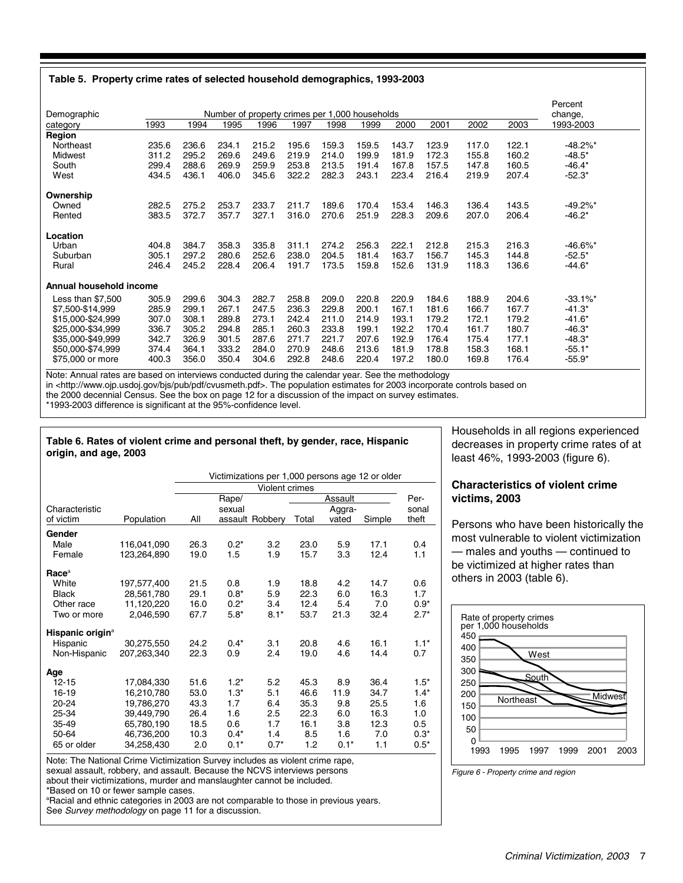**Table 5. Property crime rates of selected household demographics, 1993-2003**

| Demographic category | 1993 | 1994 | 1995 | 1996 | 1997 | 1998 | 1999 | 2000 | 2001 | 2002 | 2003 | Percent change, 1993-2003 |
|---|---|---|---|---|---|---|---|---|---|---|---|---|
| | Number of property crimes per 1,000 households | | | | | | | | | | | |
| **Region** | | | | | | | | | | | | |
| Northeast | 235.6 | 236.6 | 234.1 | 215.2 | 195.6 | 159.3 | 159.5 | 143.7 | 123.9 | 117.0 | 122.1 | -48.2%* |
| Midwest | 311.2 | 295.2 | 269.6 | 249.6 | 219.9 | 214.0 | 199.9 | 181.9 | 172.3 | 155.8 | 160.2 | -48.5* |
| South | 299.4 | 288.6 | 269.9 | 259.9 | 253.8 | 213.5 | 191.4 | 167.8 | 157.5 | 147.8 | 160.5 | -46.4* |
| West | 434.5 | 436.1 | 406.0 | 345.6 | 322.2 | 282.3 | 243.1 | 223.4 | 216.4 | 219.9 | 207.4 | -52.3* |
| **Ownership** | | | | | | | | | | | | |
| Owned | 282.5 | 275.2 | 253.7 | 233.7 | 211.7 | 189.6 | 170.4 | 153.4 | 146.3 | 136.4 | 143.5 | -49.2%* |
| Rented | 383.5 | 372.7 | 357.7 | 327.1 | 316.0 | 270.6 | 251.9 | 228.3 | 209.6 | 207.0 | 206.4 | -46.2* |
| **Location** | | | | | | | | | | | | |
| Urban | 404.8 | 384.7 | 358.3 | 335.8 | 311.1 | 274.2 | 256.3 | 222.1 | 212.8 | 215.3 | 216.3 | -46.6%* |
| Suburban | 305.1 | 297.2 | 280.6 | 252.6 | 238.0 | 204.5 | 181.4 | 163.7 | 156.7 | 145.3 | 144.8 | -52.5* |
| Rural | 246.4 | 245.2 | 228.4 | 206.4 | 191.7 | 173.5 | 159.8 | 152.6 | 131.9 | 118.3 | 136.6 | -44.6* |
| **Annual household income** | | | | | | | | | | | | |
| Less than $7,500 | 305.9 | 299.6 | 304.3 | 282.7 | 258.8 | 209.0 | 220.8 | 220.9 | 184.6 | 188.9 | 204.6 | -33.1%* |
| $7,500-$14,999 | 285.9 | 299.1 | 267.1 | 247.5 | 236.3 | 229.8 | 200.1 | 167.1 | 181.6 | 166.7 | 167.7 | -41.3* |
| $15,000-$24,999 | 307.0 | 308.1 | 289.8 | 273.1 | 242.4 | 211.0 | 214.9 | 193.1 | 179.2 | 172.1 | 179.2 | -41.6* |
| $25,000-$34,999 | 336.7 | 305.2 | 294.8 | 285.1 | 260.3 | 233.8 | 199.1 | 192.2 | 170.4 | 161.7 | 180.7 | -46.3* |
| $35,000-$49,999 | 342.7 | 326.9 | 301.5 | 287.6 | 271.7 | 221.7 | 207.6 | 192.9 | 176.4 | 175.4 | 177.1 | -48.3* |
| $50,000-$74,999 | 374.4 | 364.1 | 333.2 | 284.0 | 270.9 | 248.6 | 213.6 | 181.9 | 178.8 | 158.3 | 168.1 | -55.1* |
| $75,000 or more | 400.3 | 356.0 | 350.4 | 304.6 | 292.8 | 248.6 | 220.4 | 197.2 | 180.0 | 169.8 | 176.4 | -55.9* |

Note: Annual rates are based on interviews conducted during the calendar year. See the methodology in <http://www.ojp.usdoj.gov/bjs/pub/pdf/cvusmeth.pdf>. The population estimates for 2003 incorporate controls based on the 2000 decennial Census. See the box on page 12 for a discussion of the impact on survey estimates.
*1993-2003 difference is significant at the 95%-confidence level.

**Table 6. Rates of violent crime and personal theft, by gender, race, Hispanic origin, and age, 2003**

| Characteristic of victim | Population | Violent crimes: All | Rape/sexual assault | Robbery | Assault: Total | Assault: Aggravated | Assault: Simple | Personal theft |
|---|---|---|---|---|---|---|---|---|
| | | Victimizations per 1,000 persons age 12 or older | | | | | | |
| **Gender** | | | | | | | | |
| Male | 116,041,090 | 26.3 | 0.2* | 3.2 | 23.0 | 5.9 | 17.1 | 0.4 |
| Female | 123,264,890 | 19.0 | 1.5 | 1.9 | 15.7 | 3.3 | 12.4 | 1.1 |
| **Race**[a] | | | | | | | | |
| White | 197,577,400 | 21.5 | 0.8 | 1.9 | 18.8 | 4.2 | 14.7 | 0.6 |
| Black | 28,561,780 | 29.1 | 0.8* | 5.9 | 22.3 | 6.0 | 16.3 | 1.7 |
| Other race | 11,120,220 | 16.0 | 0.2* | 3.4 | 12.4 | 5.4 | 7.0 | 0.9* |
| Two or more | 2,046,590 | 67.7 | 5.8* | 8.1* | 53.7 | 21.3 | 32.4 | 2.7* |
| **Hispanic origin**[a] | | | | | | | | |
| Hispanic | 30,275,550 | 24.2 | 0.4* | 3.1 | 20.8 | 4.6 | 16.1 | 1.1* |
| Non-Hispanic | 207,263,340 | 22.3 | 0.9 | 2.4 | 19.0 | 4.6 | 14.4 | 0.7 |
| **Age** | | | | | | | | |
| 12-15 | 17,084,330 | 51.6 | 1.2* | 5.2 | 45.3 | 8.9 | 36.4 | 1.5* |
| 16-19 | 16,210,780 | 53.0 | 1.3* | 5.1 | 46.6 | 11.9 | 34.7 | 1.4* |
| 20-24 | 19,786,270 | 43.3 | 1.7 | 6.4 | 35.3 | 9.8 | 25.5 | 1.6 |
| 25-34 | 39,449,790 | 26.4 | 1.6 | 2.5 | 22.3 | 6.0 | 16.3 | 1.0 |
| 35-49 | 65,780,190 | 18.5 | 0.6 | 1.7 | 16.1 | 3.8 | 12.3 | 0.5 |
| 50-64 | 46,736,200 | 10.3 | 0.4* | 1.4 | 8.5 | 1.6 | 7.0 | 0.3* |
| 65 or older | 34,258,430 | 2.0 | 0.1* | 0.7* | 1.2 | 0.1* | 1.1 | 0.5* |

Note: The National Crime Victimization Survey includes as violent crime rape, sexual assault, robbery, and assault. Because the NCVS interviews persons about their victimizations, murder and manslaughter cannot be included.
*Based on 10 or fewer sample cases.
[a]Racial and ethnic categories in 2003 are not comparable to those in previous years. See *Survey methodology* on page 11 for a discussion.

Households in all regions experienced decreases in property crime rates of at least 46%, 1993-2003 (figure 6).

### Characteristics of violent crime victims, 2003

Persons who have been historically the most vulnerable to violent victimization — males and youths — continued to be victimized at higher rates than others in 2003 (table 6).

*Figure 6 - Property crime and region*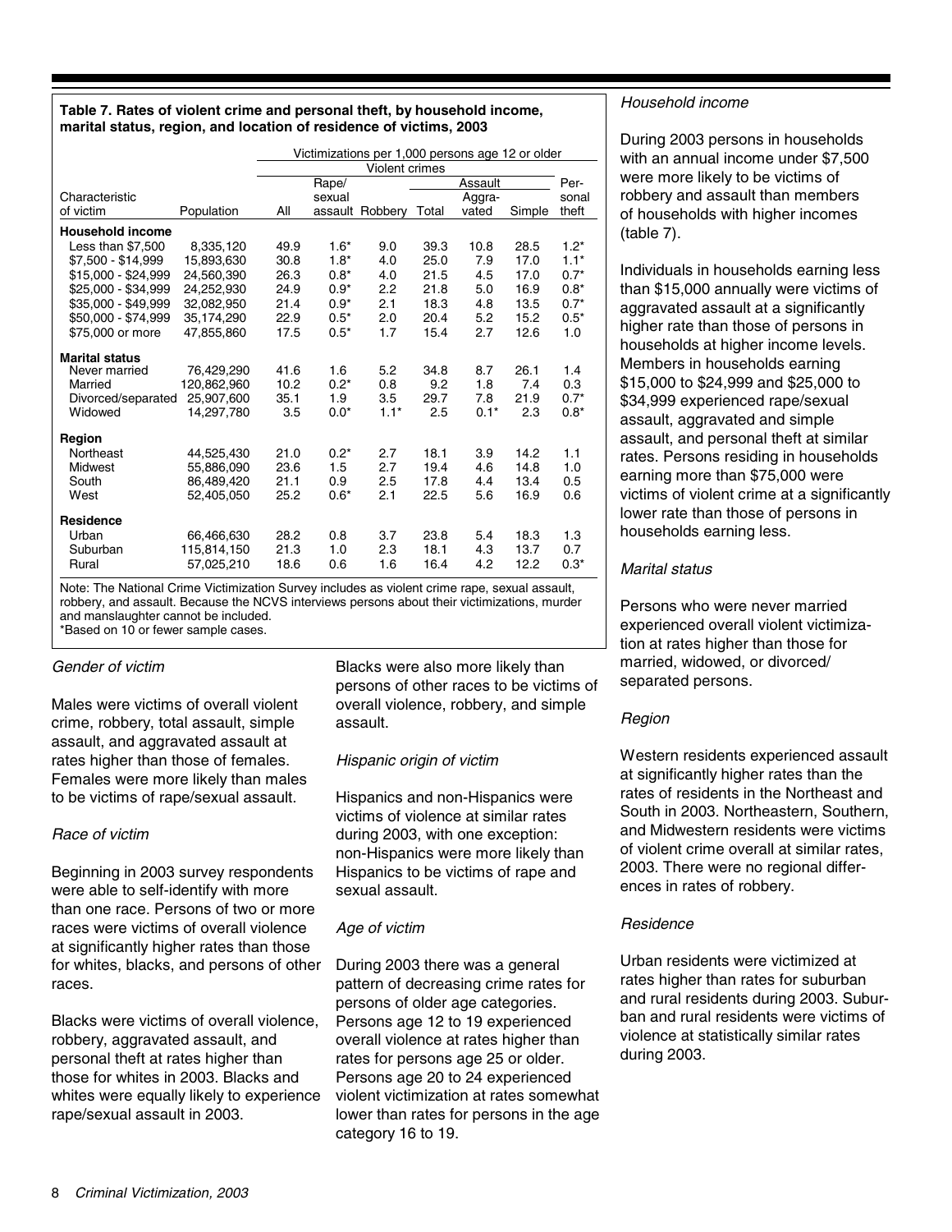**Table 7. Rates of violent crime and personal theft, by household income, marital status, region, and location of residence of victims, 2003**

| Characteristic of victim | Population | Victimizations per 1,000 persons age 12 or older | | | | | | |
|---|---|---|---|---|---|---|---|---|
| | | Violent crimes | | | | | | Personal theft |
| | | All | Rape/sexual assault | Robbery | Assault | | | |
| | | | | | Total | Aggravated | Simple | |
| **Household income** | | | | | | | | |
| Less than $7,500 | 8,335,120 | 49.9 | 1.6* | 9.0 | 39.3 | 10.8 | 28.5 | 1.2* |
| $7,500 - $14,999 | 15,893,630 | 30.8 | 1.8* | 4.0 | 25.0 | 7.9 | 17.0 | 1.1* |
| $15,000 - $24,999 | 24,560,390 | 26.3 | 0.8* | 4.0 | 21.5 | 4.5 | 17.0 | 0.7* |
| $25,000 - $34,999 | 24,252,930 | 24.9 | 0.9* | 2.2 | 21.8 | 5.0 | 16.9 | 0.8* |
| $35,000 - $49,999 | 32,082,950 | 21.4 | 0.9* | 2.1 | 18.3 | 4.8 | 13.5 | 0.7* |
| $50,000 - $74,999 | 35,174,290 | 22.9 | 0.5* | 2.0 | 20.4 | 5.2 | 15.2 | 0.5* |
| $75,000 or more | 47,855,860 | 17.5 | 0.5* | 1.7 | 15.4 | 2.7 | 12.6 | 1.0 |
| **Marital status** | | | | | | | | |
| Never married | 76,429,290 | 41.6 | 1.6 | 5.2 | 34.8 | 8.7 | 26.1 | 1.4 |
| Married | 120,862,960 | 10.2 | 0.2* | 0.8 | 9.2 | 1.8 | 7.4 | 0.3 |
| Divorced/separated | 25,907,600 | 35.1 | 1.9 | 3.5 | 29.7 | 7.8 | 21.9 | 0.7* |
| Widowed | 14,297,780 | 3.5 | 0.0* | 1.1* | 2.5 | 0.1* | 2.3 | 0.8* |
| **Region** | | | | | | | | |
| Northeast | 44,525,430 | 21.0 | 0.2* | 2.7 | 18.1 | 3.9 | 14.2 | 1.1 |
| Midwest | 55,886,090 | 23.6 | 1.5 | 2.7 | 19.4 | 4.6 | 14.8 | 1.0 |
| South | 86,489,420 | 21.1 | 0.9 | 2.5 | 17.8 | 4.4 | 13.4 | 0.5 |
| West | 52,405,050 | 25.2 | 0.6* | 2.1 | 22.5 | 5.6 | 16.9 | 0.6 |
| **Residence** | | | | | | | | |
| Urban | 66,466,630 | 28.2 | 0.8 | 3.7 | 23.8 | 5.4 | 18.3 | 1.3 |
| Suburban | 115,814,150 | 21.3 | 1.0 | 2.3 | 18.1 | 4.3 | 13.7 | 0.7 |
| Rural | 57,025,210 | 18.6 | 0.6 | 1.6 | 16.4 | 4.2 | 12.2 | 0.3* |

Note: The National Crime Victimization Survey includes as violent crime rape, sexual assault, robbery, and assault. Because the NCVS interviews persons about their victimizations, murder and manslaughter cannot be included.
*Based on 10 or fewer sample cases.

*Gender of victim*

Males were victims of overall violent crime, robbery, total assault, simple assault, and aggravated assault at rates higher than those of females. Females were more likely than males to be victims of rape/sexual assault.

*Race of victim*

Beginning in 2003 survey respondents were able to self-identify with more than one race. Persons of two or more races were victims of overall violence at significantly higher rates than those for whites, blacks, and persons of other races.

Blacks were victims of overall violence, robbery, aggravated assault, and personal theft at rates higher than those for whites in 2003. Blacks and whites were equally likely to experience rape/sexual assault in 2003.

Blacks were also more likely than persons of other races to be victims of overall violence, robbery, and simple assault.

*Hispanic origin of victim*

Hispanics and non-Hispanics were victims of violence at similar rates during 2003, with one exception: non-Hispanics were more likely than Hispanics to be victims of rape and sexual assault.

*Age of victim*

During 2003 there was a general pattern of decreasing crime rates for persons of older age categories. Persons age 12 to 19 experienced overall violence at rates higher than rates for persons age 25 or older. Persons age 20 to 24 experienced violent victimization at rates somewhat lower than rates for persons in the age category 16 to 19.

*Household income*

During 2003 persons in households with an annual income under $7,500 were more likely to be victims of robbery and assault than members of households with higher incomes (table 7).

Individuals in households earning less than $15,000 annually were victims of aggravated assault at a significantly higher rate than those of persons in households at higher income levels. Members in households earning $15,000 to $24,999 and $25,000 to $34,999 experienced rape/sexual assault, aggravated and simple assault, and personal theft at similar rates. Persons residing in households earning more than $75,000 were victims of violent crime at a significantly lower rate than those of persons in households earning less.

*Marital status*

Persons who were never married experienced overall violent victimization at rates higher than those for married, widowed, or divorced/separated persons.

*Region*

Western residents experienced assault at significantly higher rates than the rates of residents in the Northeast and South in 2003. Northeastern, Southern, and Midwestern residents were victims of violent crime overall at similar rates, 2003. There were no regional differences in rates of robbery.

*Residence*

Urban residents were victimized at rates higher than rates for suburban and rural residents during 2003. Suburban and rural residents were victims of violence at statistically similar rates during 2003.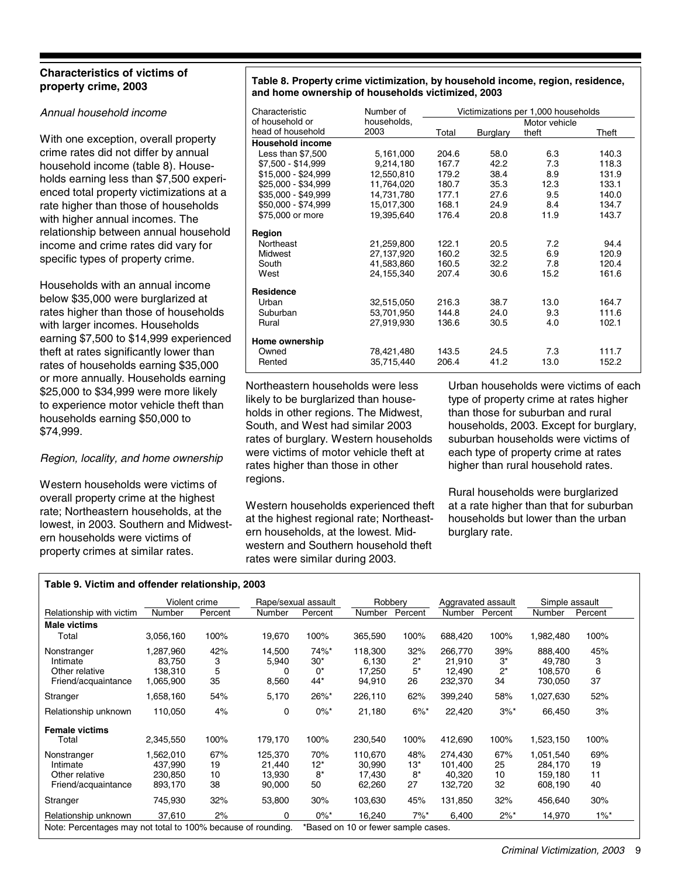## Characteristics of victims of property crime, 2003

*Annual household income*

With one exception, overall property crime rates did not differ by annual household income (table 8). Households earning less than $7,500 experienced total property victimizations at a rate higher than those of households with higher annual incomes. The relationship between annual household income and crime rates did vary for specific types of property crime.

Households with an annual income below $35,000 were burglarized at rates higher than those of households with larger incomes. Households earning $7,500 to $14,999 experienced theft at rates significantly lower than rates of households earning $35,000 or more annually. Households earning $25,000 to $34,999 were more likely to experience motor vehicle theft than households earning $50,000 to $74,999.

*Region, locality, and home ownership*

Western households were victims of overall property crime at the highest rate; Northeastern households, at the lowest, in 2003. Southern and Midwestern households were victims of property crimes at similar rates.

**Table 8. Property crime victimization, by household income, region, residence, and home ownership of households victimized, 2003**

| Characteristic of household or head of household | Number of households, 2003 | Victimizations per 1,000 households | | | |
|---|---|---|---|---|---|
| | | Total | Burglary | Motor vehicle theft | Theft |
| **Household income** | | | | | |
| Less than $7,500 | 5,161,000 | 204.6 | 58.0 | 6.3 | 140.3 |
| $7,500 - $14,999 | 9,214,180 | 167.7 | 42.2 | 7.3 | 118.3 |
| $15,000 - $24,999 | 12,550,810 | 179.2 | 38.4 | 8.9 | 131.9 |
| $25,000 - $34,999 | 11,764,020 | 180.7 | 35.3 | 12.3 | 133.1 |
| $35,000 - $49,999 | 14,731,780 | 177.1 | 27.6 | 9.5 | 140.0 |
| $50,000 - $74,999 | 15,017,300 | 168.1 | 24.9 | 8.4 | 134.7 |
| $75,000 or more | 19,395,640 | 176.4 | 20.8 | 11.9 | 143.7 |
| **Region** | | | | | |
| Northeast | 21,259,800 | 122.1 | 20.5 | 7.2 | 94.4 |
| Midwest | 27,137,920 | 160.2 | 32.5 | 6.9 | 120.9 |
| South | 41,583,860 | 160.5 | 32.2 | 7.8 | 120.4 |
| West | 24,155,340 | 207.4 | 30.6 | 15.2 | 161.6 |
| **Residence** | | | | | |
| Urban | 32,515,050 | 216.3 | 38.7 | 13.0 | 164.7 |
| Suburban | 53,701,950 | 144.8 | 24.0 | 9.3 | 111.6 |
| Rural | 27,919,930 | 136.6 | 30.5 | 4.0 | 102.1 |
| **Home ownership** | | | | | |
| Owned | 78,421,480 | 143.5 | 24.5 | 7.3 | 111.7 |
| Rented | 35,715,440 | 206.4 | 41.2 | 13.0 | 152.2 |

Northeastern households were less likely to be burglarized than households in other regions. The Midwest, South, and West had similar 2003 rates of burglary. Western households were victims of motor vehicle theft at rates higher than those in other regions.

Western households experienced theft at the highest regional rate; Northeastern households, at the lowest. Midwestern and Southern household theft rates were similar during 2003.

Urban households were victims of each type of property crime at rates higher than those for suburban and rural households, 2003. Except for burglary, suburban households were victims of each type of property crime at rates higher than rural household rates.

Rural households were burglarized at a rate higher than that for suburban households but lower than the urban burglary rate.

**Table 9. Victim and offender relationship, 2003**

| Relationship with victim | Violent crime | | Rape/sexual assault | | Robbery | | Aggravated assault | | Simple assault | |
|---|---|---|---|---|---|---|---|---|---|---|
| | Number | Percent | Number | Percent | Number | Percent | Number | Percent | Number | Percent |
| **Male victims** | | | | | | | | | | |
| Total | 3,056,160 | 100% | 19,670 | 100% | 365,590 | 100% | 688,420 | 100% | 1,982,480 | 100% |
| Nonstranger | 1,287,960 | 42% | 14,500 | 74%* | 118,300 | 32% | 266,770 | 39% | 888,400 | 45% |
| Intimate | 83,750 | 3 | 5,940 | 30* | 6,130 | 2* | 21,910 | 3* | 49,780 | 3 |
| Other relative | 138,310 | 5 | 0 | 0* | 17,250 | 5* | 12,490 | 2* | 108,570 | 6 |
| Friend/acquaintance | 1,065,900 | 35 | 8,560 | 44* | 94,910 | 26 | 232,370 | 34 | 730,050 | 37 |
| Stranger | 1,658,160 | 54% | 5,170 | 26%* | 226,110 | 62% | 399,240 | 58% | 1,027,630 | 52% |
| Relationship unknown | 110,050 | 4% | 0 | 0%* | 21,180 | 6%* | 22,420 | 3%* | 66,450 | 3% |
| **Female victims** | | | | | | | | | | |
| Total | 2,345,550 | 100% | 179,170 | 100% | 230,540 | 100% | 412,690 | 100% | 1,523,150 | 100% |
| Nonstranger | 1,562,010 | 67% | 125,370 | 70% | 110,670 | 48% | 274,430 | 67% | 1,051,540 | 69% |
| Intimate | 437,990 | 19 | 21,440 | 12* | 30,990 | 13* | 101,400 | 25 | 284,170 | 19 |
| Other relative | 230,850 | 10 | 13,930 | 8* | 17,430 | 8* | 40,320 | 10 | 159,180 | 11 |
| Friend/acquaintance | 893,170 | 38 | 90,000 | 50 | 62,260 | 27 | 132,720 | 32 | 608,190 | 40 |
| Stranger | 745,930 | 32% | 53,800 | 30% | 103,630 | 45% | 131,850 | 32% | 456,640 | 30% |
| Relationship unknown | 37,610 | 2% | 0 | 0%* | 16,240 | 7%* | 6,400 | 2%* | 14,970 | 1%* |

Note: Percentages may not total to 100% because of rounding. *Based on 10 or fewer sample cases.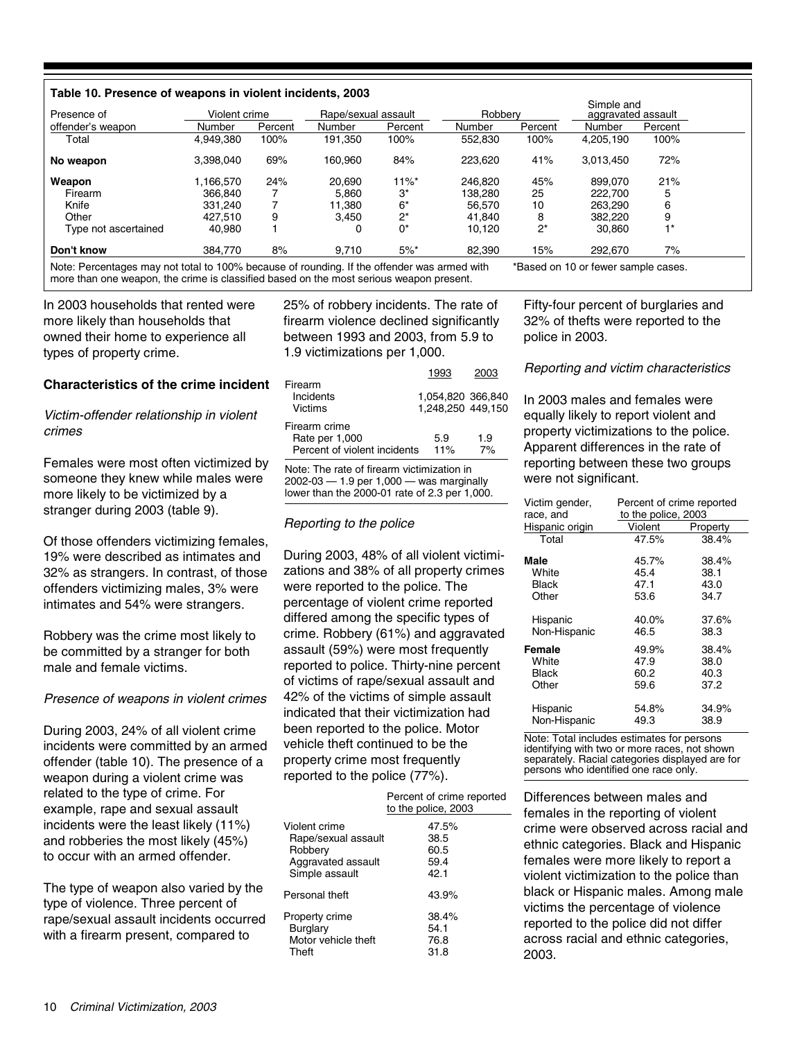**Table 10. Presence of weapons in violent incidents, 2003**

| Presence of offender's weapon | Violent crime | | Rape/sexual assault | | Robbery | | Simple and aggravated assault | |
|---|---|---|---|---|---|---|---|---|
| | Number | Percent | Number | Percent | Number | Percent | Number | Percent |
| Total | 4,949,380 | 100% | 191,350 | 100% | 552,830 | 100% | 4,205,190 | 100% |
| **No weapon** | 3,398,040 | 69% | 160,960 | 84% | 223,620 | 41% | 3,013,450 | 72% |
| **Weapon** | 1,166,570 | 24% | 20,690 | 11%* | 246,820 | 45% | 899,070 | 21% |
| Firearm | 366,840 | 7 | 5,860 | 3* | 138,280 | 25 | 222,700 | 5 |
| Knife | 331,240 | 7 | 11,380 | 6* | 56,570 | 10 | 263,290 | 6 |
| Other | 427,510 | 9 | 3,450 | 2* | 41,840 | 8 | 382,220 | 9 |
| Type not ascertained | 40,980 | 1 | 0 | 0* | 10,120 | 2* | 30,860 | 1* |
| **Don't know** | 384,770 | 8% | 9,710 | 5%* | 82,390 | 15% | 292,670 | 7% |

Note: Percentages may not total to 100% because of rounding. If the offender was armed with more than one weapon, the crime is classified based on the most serious weapon present.

*Based on 10 or fewer sample cases.

In 2003 households that rented were more likely than households that owned their home to experience all types of property crime.

## Characteristics of the crime incident

*Victim-offender relationship in violent crimes*

Females were most often victimized by someone they knew while males were more likely to be victimized by a stranger during 2003 (table 9).

Of those offenders victimizing females, 19% were described as intimates and 32% as strangers. In contrast, of those offenders victimizing males, 3% were intimates and 54% were strangers.

Robbery was the crime most likely to be committed by a stranger for both male and female victims.

*Presence of weapons in violent crimes*

During 2003, 24% of all violent crime incidents were committed by an armed offender (table 10). The presence of a weapon during a violent crime was related to the type of crime. For example, rape and sexual assault incidents were the least likely (11%) and robberies the most likely (45%) to occur with an armed offender.

The type of weapon also varied by the type of violence. Three percent of rape/sexual assault incidents occurred with a firearm present, compared to 25% of robbery incidents. The rate of firearm violence declined significantly between 1993 and 2003, from 5.9 to 1.9 victimizations per 1,000.

| | 1993 | 2003 |
|---|---|---|
| Firearm | | |
| Incidents | 1,054,820 | 366,840 |
| Victims | 1,248,250 | 449,150 |
| Firearm crime | | |
| Rate per 1,000 | 5.9 | 1.9 |
| Percent of violent incidents | 11% | 7% |

Note: The rate of firearm victimization in 2002-03 — 1.9 per 1,000 — was marginally lower than the 2000-01 rate of 2.3 per 1,000.

*Reporting to the police*

During 2003, 48% of all violent victimizations and 38% of all property crimes were reported to the police. The percentage of violent crime reported differed among the specific types of crime. Robbery (61%) and aggravated assault (59%) were most frequently reported to police. Thirty-nine percent of victims of rape/sexual assault and 42% of the victims of simple assault indicated that their victimization had been reported to the police. Motor vehicle theft continued to be the property crime most frequently reported to the police (77%).

| | Percent of crime reported to the police, 2003 |
|---|---|
| Violent crime | 47.5% |
| Rape/sexual assault | 38.5 |
| Robbery | 60.5 |
| Aggravated assault | 59.4 |
| Simple assault | 42.1 |
| Personal theft | 43.9% |
| Property crime | 38.4% |
| Burglary | 54.1 |
| Motor vehicle theft | 76.8 |
| Theft | 31.8 |

Fifty-four percent of burglaries and 32% of thefts were reported to the police in 2003.

*Reporting and victim characteristics*

In 2003 males and females were equally likely to report violent and property victimizations to the police. Apparent differences in the rate of reporting between these two groups were not significant.

| Victim gender, race, and Hispanic origin | Percent of crime reported to the police, 2003 | |
|---|---|---|
| | Violent | Property |
| Total | 47.5% | 38.4% |
| **Male** | 45.7% | 38.4% |
| White | 45.4 | 38.1 |
| Black | 47.1 | 43.0 |
| Other | 53.6 | 34.7 |
| Hispanic | 40.0% | 37.6% |
| Non-Hispanic | 46.5 | 38.3 |
| **Female** | 49.9% | 38.4% |
| White | 47.9 | 38.0 |
| Black | 60.2 | 40.3 |
| Other | 59.6 | 37.2 |
| Hispanic | 54.8% | 34.9% |
| Non-Hispanic | 49.3 | 38.9 |

Note: Total includes estimates for persons identifying with two or more races, not shown separately. Racial categories displayed are for persons who identified one race only.

Differences between males and females in the reporting of violent crime were observed across racial and ethnic categories. Black and Hispanic females were more likely to report a violent victimization to the police than black or Hispanic males. Among male victims the percentage of violence reported to the police did not differ across racial and ethnic categories, 2003.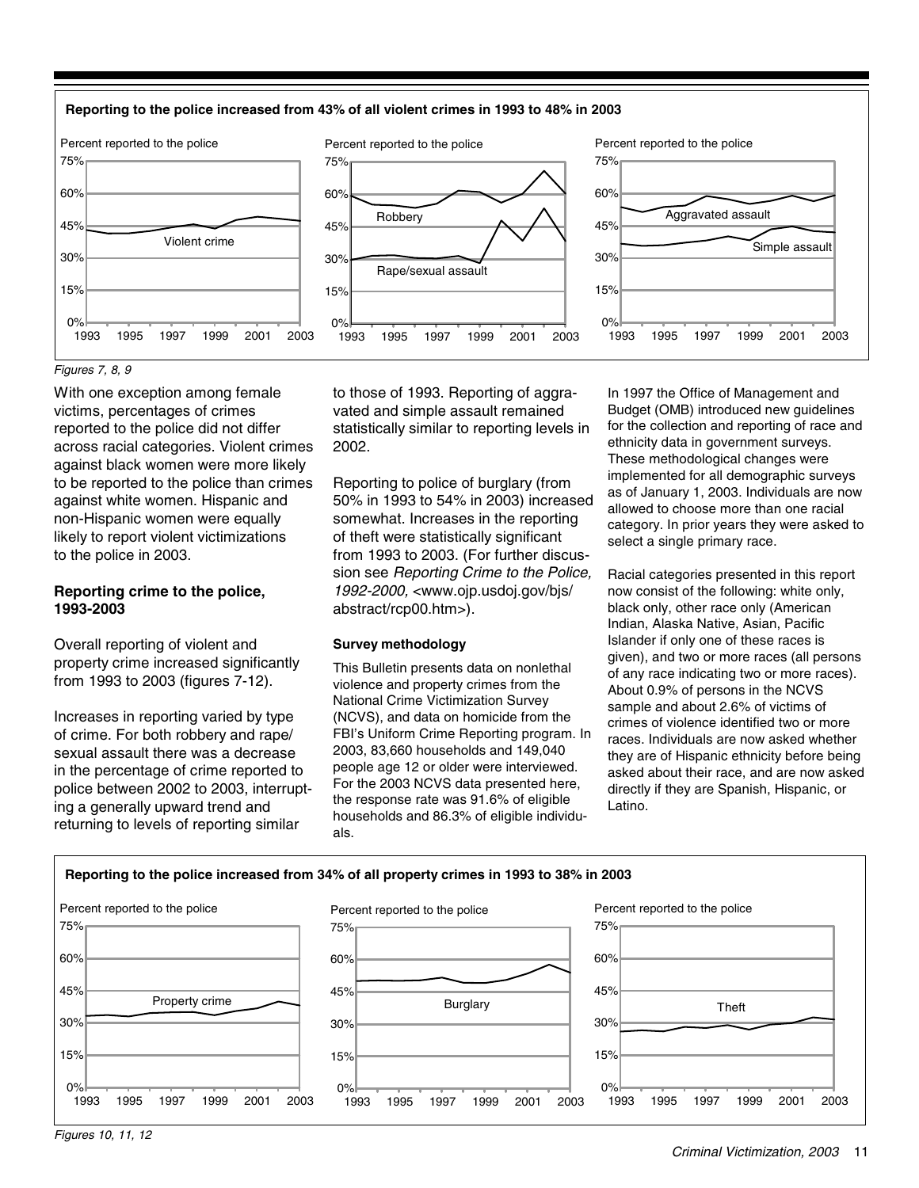**Reporting to the police increased from 43% of all violent crimes in 1993 to 48% in 2003**

*Figures 7, 8, 9*

With one exception among female victims, percentages of crimes reported to the police did not differ across racial categories. Violent crimes against black women were more likely to be reported to the police than crimes against white women. Hispanic and non-Hispanic women were equally likely to report violent victimizations to the police in 2003.

### Reporting crime to the police, 1993-2003

Overall reporting of violent and property crime increased significantly from 1993 to 2003 (figures 7-12).

Increases in reporting varied by type of crime. For both robbery and rape/sexual assault there was a decrease in the percentage of crime reported to police between 2002 to 2003, interrupting a generally upward trend and returning to levels of reporting similar to those of 1993. Reporting of aggravated and simple assault remained statistically similar to reporting levels in 2002.

Reporting to police of burglary (from 50% in 1993 to 54% in 2003) increased somewhat. Increases in the reporting of theft were statistically significant from 1993 to 2003. (For further discussion see *Reporting Crime to the Police, 1992-2000,* <www.ojp.usdoj.gov/bjs/abstract/rcp00.htm>).

#### Survey methodology

This Bulletin presents data on nonlethal violence and property crimes from the National Crime Victimization Survey (NCVS), and data on homicide from the FBI's Uniform Crime Reporting program. In 2003, 83,660 households and 149,040 people age 12 or older were interviewed. For the 2003 NCVS data presented here, the response rate was 91.6% of eligible households and 86.3% of eligible individuals.

In 1997 the Office of Management and Budget (OMB) introduced new guidelines for the collection and reporting of race and ethnicity data in government surveys. These methodological changes were implemented for all demographic surveys as of January 1, 2003. Individuals are now allowed to choose more than one racial category. In prior years they were asked to select a single primary race.

Racial categories presented in this report now consist of the following: white only, black only, other race only (American Indian, Alaska Native, Asian, Pacific Islander if only one of these races is given), and two or more races (all persons of any race indicating two or more races). About 0.9% of persons in the NCVS sample and about 2.6% of victims of crimes of violence identified two or more races. Individuals are now asked whether they are of Hispanic ethnicity before being asked about their race, and are now asked directly if they are Spanish, Hispanic, or Latino.

**Reporting to the police increased from 34% of all property crimes in 1993 to 38% in 2003**

*Figures 10, 11, 12*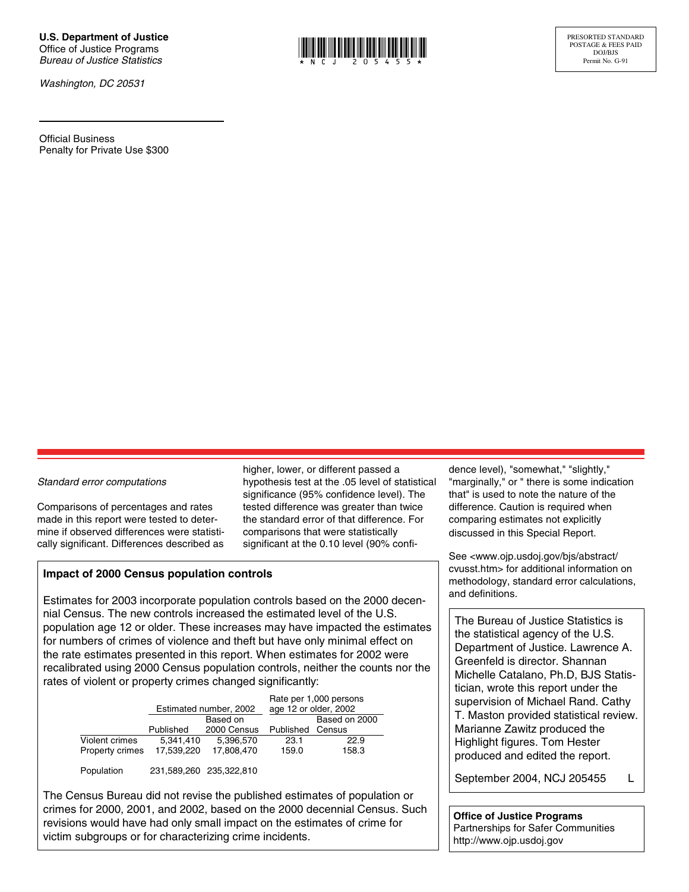U.S. Department of Justice
Office of Justice Programs
*Bureau of Justice Statistics*

*Washington, DC 20531*

Official Business
Penalty for Private Use $300

PRESORTED STANDARD
POSTAGE & FEES PAID
DOJ/BJS
Permit No. G-91

*Standard error computations*

Comparisons of percentages and rates made in this report were tested to determine if observed differences were statistically significant. Differences described as higher, lower, or different passed a hypothesis test at the .05 level of statistical significance (95% confidence level). The tested difference was greater than twice the standard error of that difference. For comparisons that were statistically significant at the 0.10 level (90% confidence level), "somewhat," "slightly," "marginally," or " there is some indication that" is used to note the nature of the difference. Caution is required when comparing estimates not explicitly discussed in this Special Report.

See <www.ojp.usdoj.gov/bjs/abstract/cvusst.htm> for additional information on methodology, standard error calculations, and definitions.

**Impact of 2000 Census population controls**

Estimates for 2003 incorporate population controls based on the 2000 decennial Census. The new controls increased the estimated level of the U.S. population age 12 or older. These increases may have impacted the estimates for numbers of crimes of violence and theft but have only minimal effect on the rate estimates presented in this report. When estimates for 2002 were recalibrated using 2000 Census population controls, neither the counts nor the rates of violent or property crimes changed significantly:

| | Estimated number, 2002 | | Rate per 1,000 persons age 12 or older, 2002 | |
|---|---|---|---|---|
| | Published | Based on 2000 Census | Published | Based on 2000 Census |
| Violent crimes | 5,341,410 | 5,396,570 | 23.1 | 22.9 |
| Property crimes | 17,539,220 | 17,808,470 | 159.0 | 158.3 |
| Population | 231,589,260 | 235,322,810 | | |

The Census Bureau did not revise the published estimates of population or crimes for 2000, 2001, and 2002, based on the 2000 decennial Census. Such revisions would have had only small impact on the estimates of crime for victim subgroups or for characterizing crime incidents.

The Bureau of Justice Statistics is the statistical agency of the U.S. Department of Justice. Lawrence A. Greenfeld is director. Shannan Michelle Catalano, Ph.D, BJS Statistician, wrote this report under the supervision of Michael Rand. Cathy T. Maston provided statistical review. Marianne Zawitz produced the Highlight figures. Tom Hester produced and edited the report.

September 2004, NCJ 205455 L

**Office of Justice Programs**
Partnerships for Safer Communities
http://www.ojp.usdoj.gov